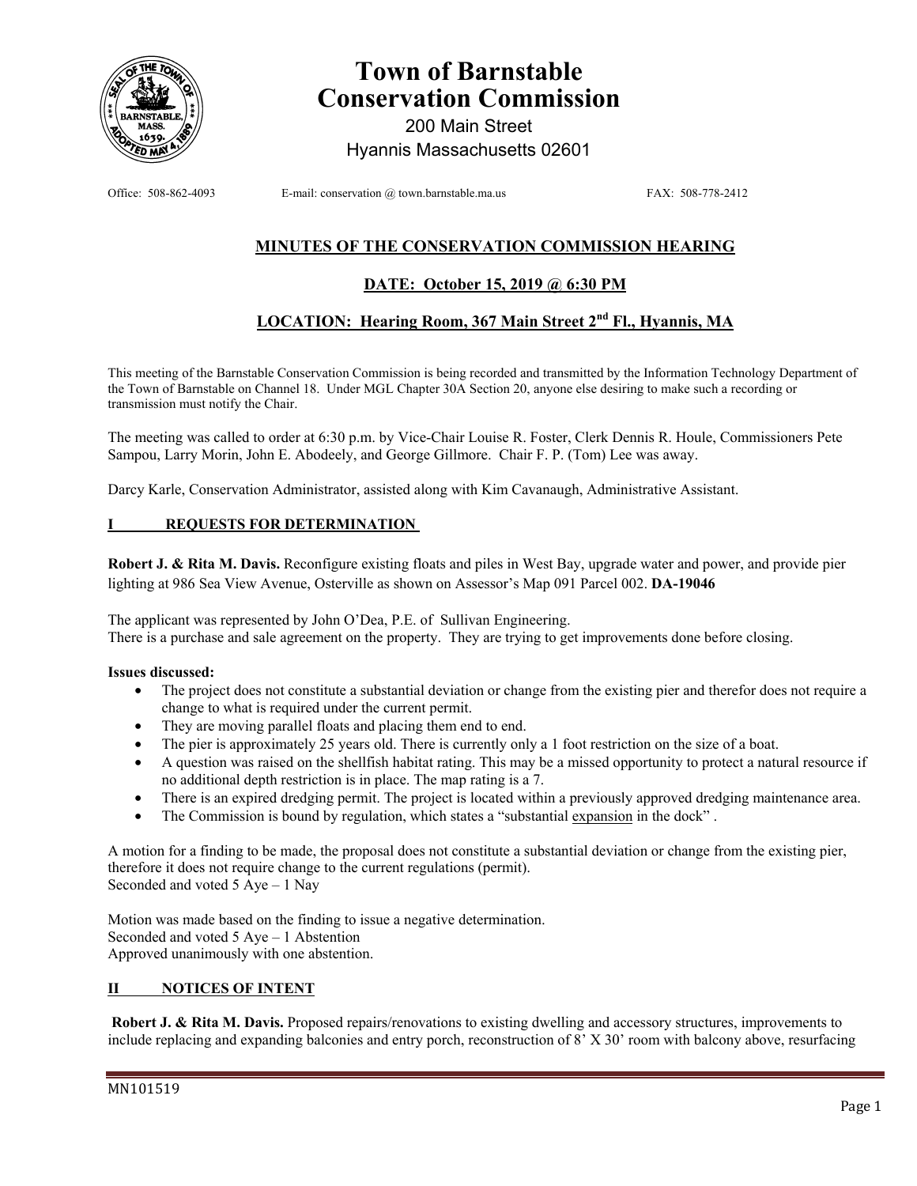# Town of Barnstable Conservation Commission

200 Main Street
Hyannis Massachusetts 02601

Office: 508-862-4093 E-mail: conservation @ town.barnstable.ma.us FAX: 508-778-2412

## MINUTES OF THE CONSERVATION COMMISSION HEARING

## DATE: October 15, 2019 @ 6:30 PM

## LOCATION: Hearing Room, 367 Main Street 2nd Fl., Hyannis, MA

This meeting of the Barnstable Conservation Commission is being recorded and transmitted by the Information Technology Department of the Town of Barnstable on Channel 18. Under MGL Chapter 30A Section 20, anyone else desiring to make such a recording or transmission must notify the Chair.

The meeting was called to order at 6:30 p.m. by Vice-Chair Louise R. Foster, Clerk Dennis R. Houle, Commissioners Pete Sampou, Larry Morin, John E. Abodeely, and George Gillmore. Chair F. P. (Tom) Lee was away.

Darcy Karle, Conservation Administrator, assisted along with Kim Cavanaugh, Administrative Assistant.

## I REQUESTS FOR DETERMINATION

**Robert J. & Rita M. Davis.** Reconfigure existing floats and piles in West Bay, upgrade water and power, and provide pier lighting at 986 Sea View Avenue, Osterville as shown on Assessor's Map 091 Parcel 002. **DA-19046**

The applicant was represented by John O'Dea, P.E. of Sullivan Engineering.
There is a purchase and sale agreement on the property. They are trying to get improvements done before closing.

**Issues discussed:**

- The project does not constitute a substantial deviation or change from the existing pier and therefor does not require a change to what is required under the current permit.
- They are moving parallel floats and placing them end to end.
- The pier is approximately 25 years old. There is currently only a 1 foot restriction on the size of a boat.
- A question was raised on the shellfish habitat rating. This may be a missed opportunity to protect a natural resource if no additional depth restriction is in place. The map rating is a 7.
- There is an expired dredging permit. The project is located within a previously approved dredging maintenance area.
- The Commission is bound by regulation, which states a "substantial expansion in the dock" .

A motion for a finding to be made, the proposal does not constitute a substantial deviation or change from the existing pier, therefore it does not require change to the current regulations (permit).
Seconded and voted 5 Aye – 1 Nay

Motion was made based on the finding to issue a negative determination.
Seconded and voted 5 Aye – 1 Abstention
Approved unanimously with one abstention.

## II NOTICES OF INTENT

**Robert J. & Rita M. Davis.** Proposed repairs/renovations to existing dwelling and accessory structures, improvements to include replacing and expanding balconies and entry porch, reconstruction of 8' X 30' room with balcony above, resurfacing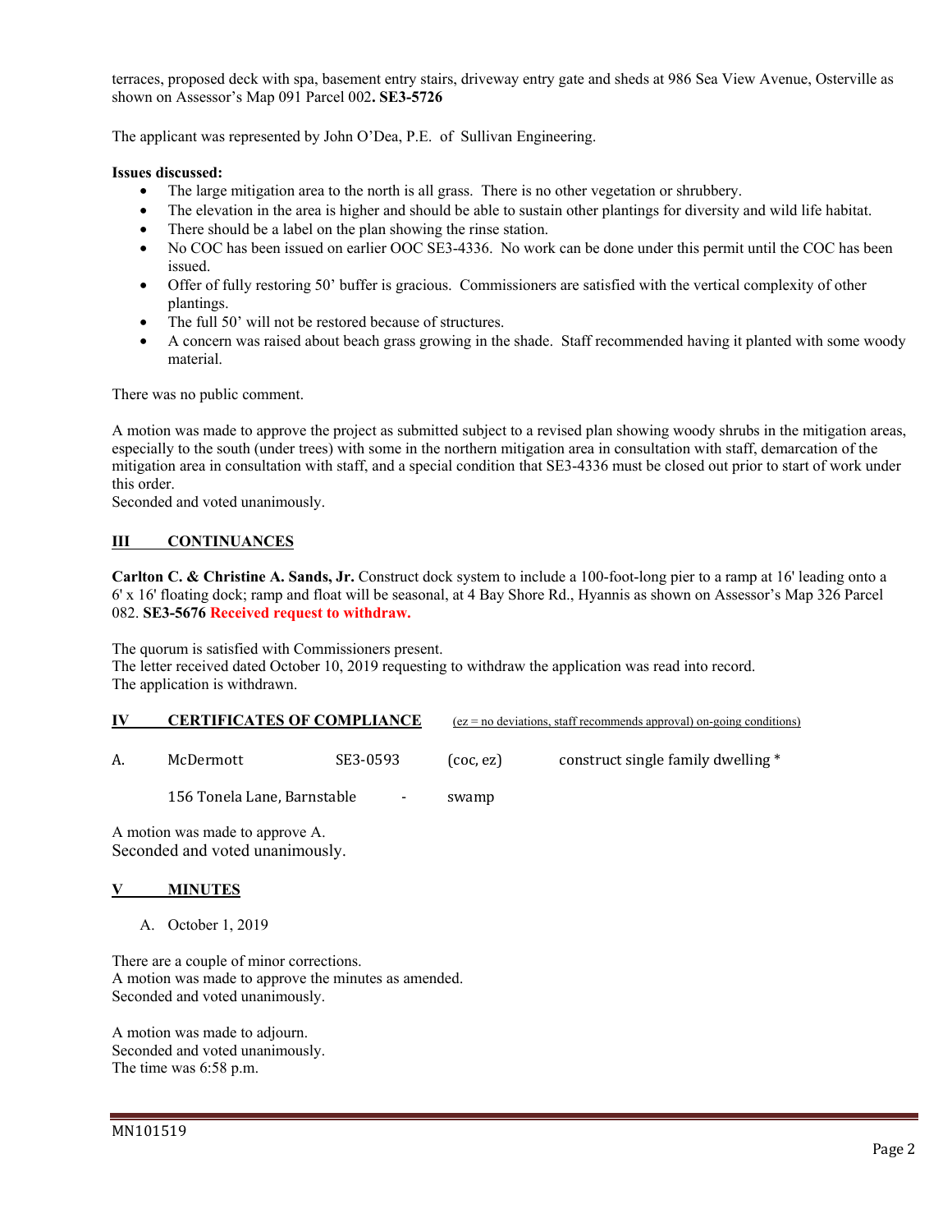terraces, proposed deck with spa, basement entry stairs, driveway entry gate and sheds at 986 Sea View Avenue, Osterville as shown on Assessor's Map 091 Parcel 002**. SE3-5726**

The applicant was represented by John O'Dea, P.E. of Sullivan Engineering.

**Issues discussed:**

- The large mitigation area to the north is all grass. There is no other vegetation or shrubbery.
- The elevation in the area is higher and should be able to sustain other plantings for diversity and wild life habitat.
- There should be a label on the plan showing the rinse station.
- No COC has been issued on earlier OOC SE3-4336. No work can be done under this permit until the COC has been issued.
- Offer of fully restoring 50' buffer is gracious. Commissioners are satisfied with the vertical complexity of other plantings.
- The full 50' will not be restored because of structures.
- A concern was raised about beach grass growing in the shade. Staff recommended having it planted with some woody material.

There was no public comment.

A motion was made to approve the project as submitted subject to a revised plan showing woody shrubs in the mitigation areas, especially to the south (under trees) with some in the northern mitigation area in consultation with staff, demarcation of the mitigation area in consultation with staff, and a special condition that SE3-4336 must be closed out prior to start of work under this order.
Seconded and voted unanimously.

## III CONTINUANCES

**Carlton C. & Christine A. Sands, Jr.** Construct dock system to include a 100-foot-long pier to a ramp at 16' leading onto a 6' x 16' floating dock; ramp and float will be seasonal, at 4 Bay Shore Rd., Hyannis as shown on Assessor's Map 326 Parcel 082. **SE3-5676 Received request to withdraw.**

The quorum is satisfied with Commissioners present.
The letter received dated October 10, 2019 requesting to withdraw the application was read into record.
The application is withdrawn.

## IV CERTIFICATES OF COMPLIANCE (ez = no deviations, staff recommends approval) on-going conditions)

| | | | | |
|---|---|---|---|---|
| A. | McDermott | SE3-0593 | (coc, ez) | construct single family dwelling * |
| | 156 Tonela Lane, Barnstable | - | swamp | |

A motion was made to approve A.
Seconded and voted unanimously.

## V MINUTES

A. October 1, 2019

There are a couple of minor corrections.
A motion was made to approve the minutes as amended.
Seconded and voted unanimously.

A motion was made to adjourn.
Seconded and voted unanimously.
The time was 6:58 p.m.